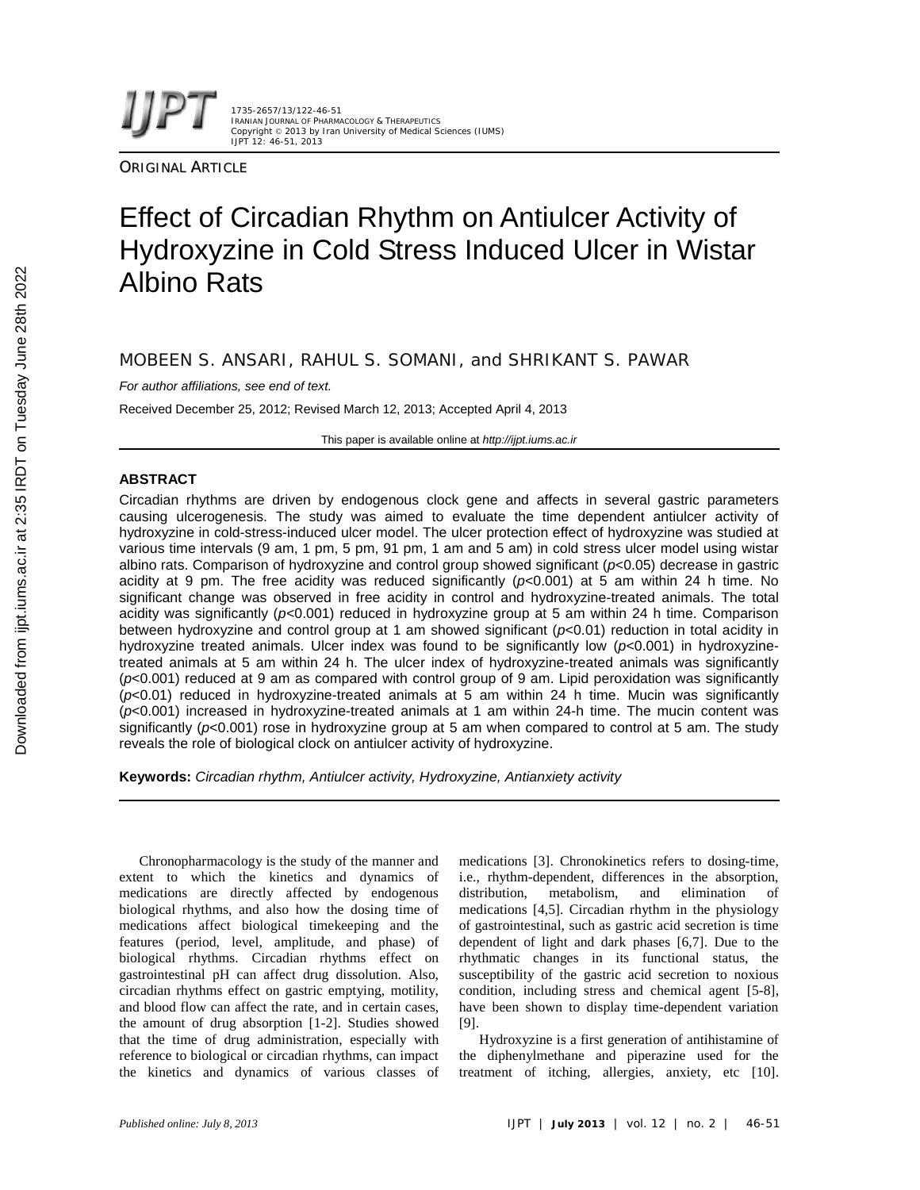ORIGINAL ARTICLE

# Effect of Circadian Rhythm on Antiulcer Activity of Hydroxyzine in Cold Stress Induced Ulcer in Wistar Albino Rats

MOBEEN S. ANSARI, RAHUL S. SOMANI, and SHRIKANT S. PAWAR

*For author affiliations, see end of text.*

Received December 25, 2012; Revised March 12, 2013; Accepted April 4, 2013

This paper is available online at *http://ijpt.iums.ac.ir*

## ABSTRACT

Circadian rhythms are driven by endogenous clock gene and affects in several gastric parameters causing ulcerogenesis. The study was aimed to evaluate the time dependent antiulcer activity of hydroxyzine in cold-stress-induced ulcer model. The ulcer protection effect of hydroxyzine was studied at various time intervals (9 am, 1 pm, 5 pm, 91 pm, 1 am and 5 am) in cold stress ulcer model using wistar albino rats. Comparison of hydroxyzine and control group showed significant ($p$<0.05) decrease in gastric acidity at 9 pm. The free acidity was reduced significantly ($p$<0.001) at 5 am within 24 h time. No significant change was observed in free acidity in control and hydroxyzine-treated animals. The total acidity was significantly ($p$<0.001) reduced in hydroxyzine group at 5 am within 24 h time. Comparison between hydroxyzine and control group at 1 am showed significant ($p$<0.01) reduction in total acidity in hydroxyzine treated animals. Ulcer index was found to be significantly low ($p$<0.001) in hydroxyzine-treated animals at 5 am within 24 h. The ulcer index of hydroxyzine-treated animals was significantly ($p$<0.001) reduced at 9 am as compared with control group of 9 am. Lipid peroxidation was significantly ($p$<0.01) reduced in hydroxyzine-treated animals at 5 am within 24 h time. Mucin was significantly ($p$<0.001) increased in hydroxyzine-treated animals at 1 am within 24-h time. The mucin content was significantly ($p$<0.001) rose in hydroxyzine group at 5 am when compared to control at 5 am. The study reveals the role of biological clock on antiulcer activity of hydroxyzine.

**Keywords:** *Circadian rhythm, Antiulcer activity, Hydroxyzine, Antianxiety activity*

Chronopharmacology is the study of the manner and extent to which the kinetics and dynamics of medications are directly affected by endogenous biological rhythms, and also how the dosing time of medications affect biological timekeeping and the features (period, level, amplitude, and phase) of biological rhythms. Circadian rhythms effect on gastrointestinal pH can affect drug dissolution. Also, circadian rhythms effect on gastric emptying, motility, and blood flow can affect the rate, and in certain cases, the amount of drug absorption [1-2]. Studies showed that the time of drug administration, especially with reference to biological or circadian rhythms, can impact the kinetics and dynamics of various classes of medications [3]. Chronokinetics refers to dosing-time, i.e., rhythm-dependent, differences in the absorption, distribution, metabolism, and elimination of medications [4,5]. Circadian rhythm in the physiology of gastrointestinal, such as gastric acid secretion is time dependent of light and dark phases [6,7]. Due to the rhythmatic changes in its functional status, the susceptibility of the gastric acid secretion to noxious condition, including stress and chemical agent [5-8], have been shown to display time-dependent variation [9].

Hydroxyzine is a first generation of antihistamine of the diphenylmethane and piperazine used for the treatment of itching, allergies, anxiety, etc [10].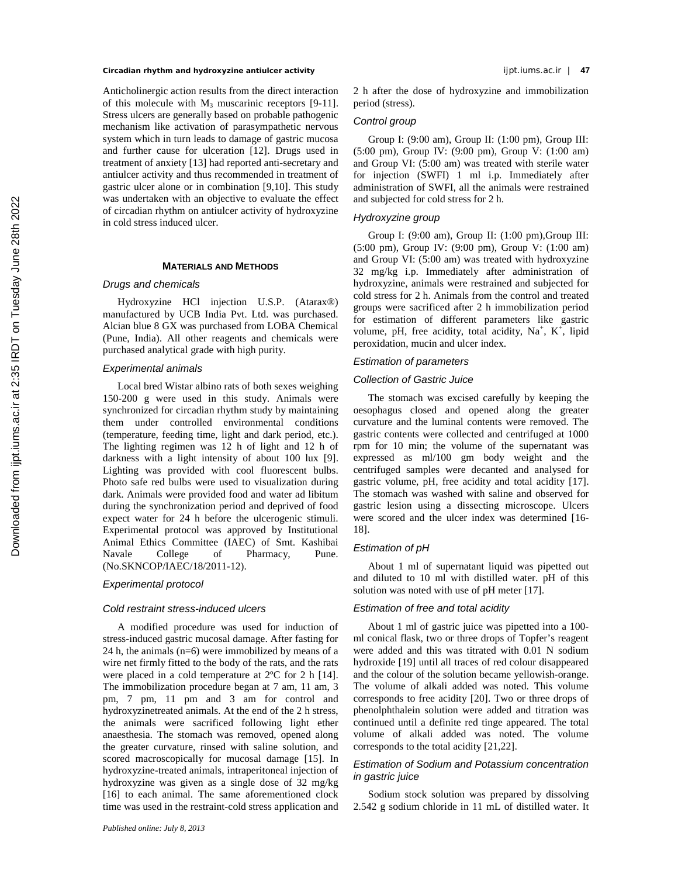Anticholinergic action results from the direct interaction of this molecule with $M_3$ muscarinic receptors [9-11]. Stress ulcers are generally based on probable pathogenic mechanism like activation of parasympathetic nervous system which in turn leads to damage of gastric mucosa and further cause for ulceration [12]. Drugs used in treatment of anxiety [13] had reported anti-secretary and antiulcer activity and thus recommended in treatment of gastric ulcer alone or in combination [9,10]. This study was undertaken with an objective to evaluate the effect of circadian rhythm on antiulcer activity of hydroxyzine in cold stress induced ulcer.

## MATERIALS AND METHODS

### *Drugs and chemicals*

Hydroxyzine HCl injection U.S.P. (Atarax®) manufactured by UCB India Pvt. Ltd. was purchased. Alcian blue 8 GX was purchased from LOBA Chemical (Pune, India). All other reagents and chemicals were purchased analytical grade with high purity.

### *Experimental animals*

Local bred Wistar albino rats of both sexes weighing 150-200 g were used in this study. Animals were synchronized for circadian rhythm study by maintaining them under controlled environmental conditions (temperature, feeding time, light and dark period, etc.). The lighting regimen was 12 h of light and 12 h of darkness with a light intensity of about 100 lux [9]. Lighting was provided with cool fluorescent bulbs. Photo safe red bulbs were used to visualization during dark. Animals were provided food and water ad libitum during the synchronization period and deprived of food expect water for 24 h before the ulcerogenic stimuli. Experimental protocol was approved by Institutional Animal Ethics Committee (IAEC) of Smt. Kashibai Navale College of Pharmacy, Pune. (No.SKNCOP/IAEC/18/2011-12).

### *Experimental protocol*

### *Cold restraint stress-induced ulcers*

A modified procedure was used for induction of stress-induced gastric mucosal damage. After fasting for 24 h, the animals (n=6) were immobilized by means of a wire net firmly fitted to the body of the rats, and the rats were placed in a cold temperature at 2ºC for 2 h [14]. The immobilization procedure began at 7 am, 11 am, 3 pm, 7 pm, 11 pm and 3 am for control and hydroxyzinetreated animals. At the end of the 2 h stress, the animals were sacrificed following light ether anaesthesia. The stomach was removed, opened along the greater curvature, rinsed with saline solution, and scored macroscopically for mucosal damage [15]. In hydroxyzine-treated animals, intraperitoneal injection of hydroxyzine was given as a single dose of 32 mg/kg [16] to each animal. The same aforementioned clock time was used in the restraint-cold stress application and 2 h after the dose of hydroxyzine and immobilization period (stress).

### *Control group*

Group I: (9:00 am), Group II: (1:00 pm), Group III: (5:00 pm), Group IV: (9:00 pm), Group V: (1:00 am) and Group VI: (5:00 am) was treated with sterile water for injection (SWFI) 1 ml i.p. Immediately after administration of SWFI, all the animals were restrained and subjected for cold stress for 2 h.

### *Hydroxyzine group*

Group I: (9:00 am), Group II: (1:00 pm),Group III: (5:00 pm), Group IV: (9:00 pm), Group V: (1:00 am) and Group VI: (5:00 am) was treated with hydroxyzine 32 mg/kg i.p. Immediately after administration of hydroxyzine, animals were restrained and subjected for cold stress for 2 h. Animals from the control and treated groups were sacrificed after 2 h immobilization period for estimation of different parameters like gastric volume, pH, free acidity, total acidity, $Na^+$, $K^+$, lipid peroxidation, mucin and ulcer index.

### *Estimation of parameters*

### *Collection of Gastric Juice*

The stomach was excised carefully by keeping the oesophagus closed and opened along the greater curvature and the luminal contents were removed. The gastric contents were collected and centrifuged at 1000 rpm for 10 min; the volume of the supernatant was expressed as ml/100 gm body weight and the centrifuged samples were decanted and analysed for gastric volume, pH, free acidity and total acidity [17]. The stomach was washed with saline and observed for gastric lesion using a dissecting microscope. Ulcers were scored and the ulcer index was determined [16-18].

### *Estimation of pH*

About 1 ml of supernatant liquid was pipetted out and diluted to 10 ml with distilled water. pH of this solution was noted with use of pH meter [17].

### *Estimation of free and total acidity*

About 1 ml of gastric juice was pipetted into a 100-ml conical flask, two or three drops of Topfer's reagent were added and this was titrated with 0.01 N sodium hydroxide [19] until all traces of red colour disappeared and the colour of the solution became yellowish-orange. The volume of alkali added was noted. This volume corresponds to free acidity [20]. Two or three drops of phenolphthalein solution were added and titration was continued until a definite red tinge appeared. The total volume of alkali added was noted. The volume corresponds to the total acidity [21,22].

### *Estimation of Sodium and Potassium concentration in gastric juice*

Sodium stock solution was prepared by dissolving 2.542 g sodium chloride in 11 mL of distilled water. It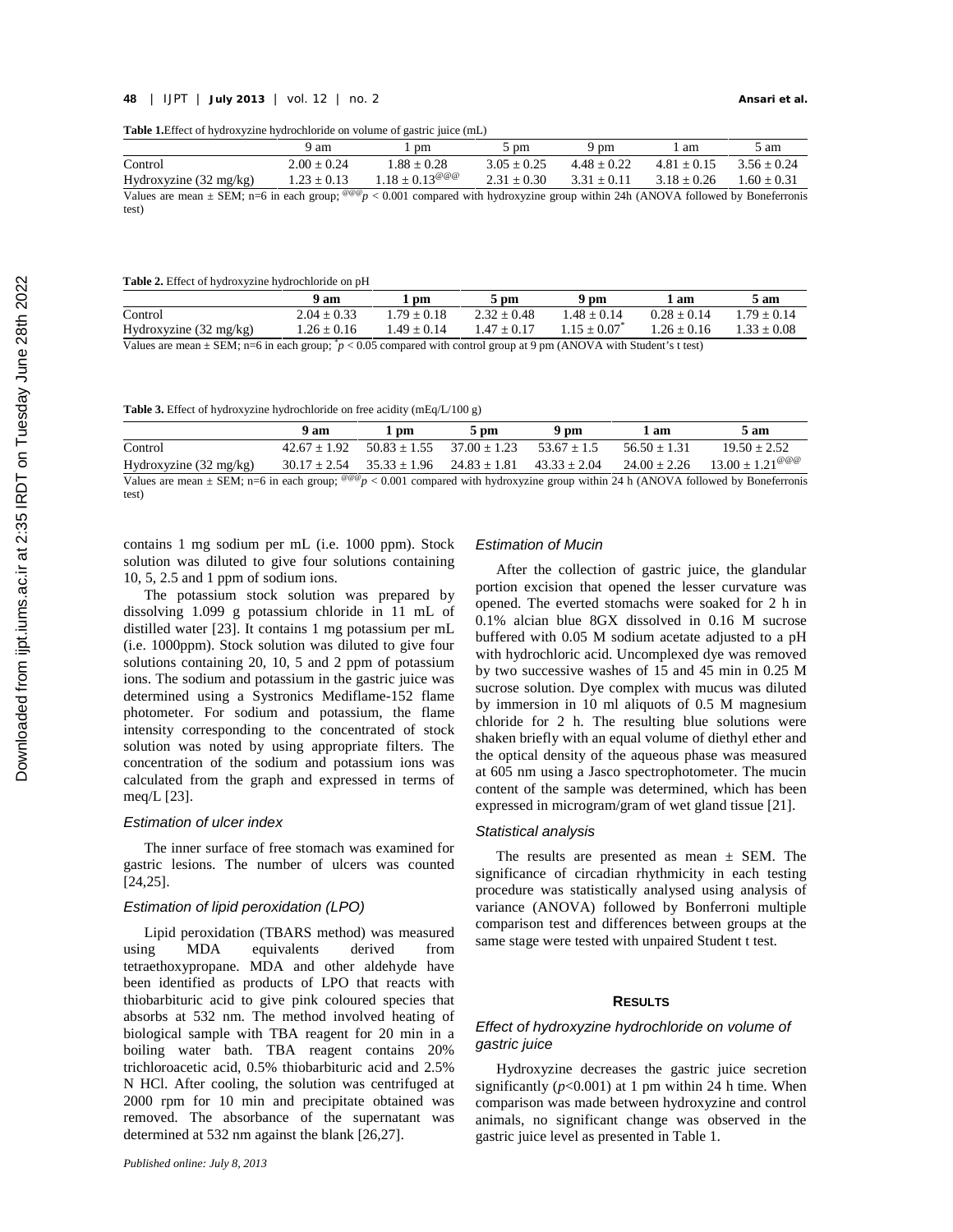**Table 1.** Effect of hydroxyzine hydrochloride on volume of gastric juice (mL)

| | 9 am | 1 pm | 5 pm | 9 pm | 1 am | 5 am |
|---|---|---|---|---|---|---|
| Control | 2.00 ± 0.24 | 1.88 ± 0.28 | 3.05 ± 0.25 | 4.48 ± 0.22 | 4.81 ± 0.15 | 3.56 ± 0.24 |
| Hydroxyzine (32 mg/kg) | 1.23 ± 0.13 | 1.18 ± 0.13[@@@] | 2.31 ± 0.30 | 3.31 ± 0.11 | 3.18 ± 0.26 | 1.60 ± 0.31 |

Values are mean ± SEM; n=6 in each group; [@@@] $p < 0.001$ compared with hydroxyzine group within 24h (ANOVA followed by Boneferronis test)

**Table 2.** Effect of hydroxyzine hydrochloride on pH

| | 9 am | 1 pm | 5 pm | 9 pm | 1 am | 5 am |
|---|---|---|---|---|---|---|
| Control | 2.04 ± 0.33 | 1.79 ± 0.18 | 2.32 ± 0.48 | 1.48 ± 0.14 | 0.28 ± 0.14 | 1.79 ± 0.14 |
| Hydroxyzine (32 mg/kg) | 1.26 ± 0.16 | 1.49 ± 0.14 | 1.47 ± 0.17 | 1.15 ± 0.07* | 1.26 ± 0.16 | 1.33 ± 0.08 |

Values are mean ± SEM; n=6 in each group; * $p < 0.05$ compared with control group at 9 pm (ANOVA with Student's t test)

**Table 3.** Effect of hydroxyzine hydrochloride on free acidity (mEq/L/100 g)

| | 9 am | 1 pm | 5 pm | 9 pm | 1 am | 5 am |
|---|---|---|---|---|---|---|
| Control | 42.67 ± 1.92 | 50.83 ± 1.55 | 37.00 ± 1.23 | 53.67 ± 1.5 | 56.50 ± 1.31 | 19.50 ± 2.52 |
| Hydroxyzine (32 mg/kg) | 30.17 ± 2.54 | 35.33 ± 1.96 | 24.83 ± 1.81 | 43.33 ± 2.04 | 24.00 ± 2.26 | 13.00 ± 1.21[@@@] |

Values are mean ± SEM; n=6 in each group; [@@@] $p < 0.001$ compared with hydroxyzine group within 24 h (ANOVA followed by Boneferronis test)

contains 1 mg sodium per mL (i.e. 1000 ppm). Stock solution was diluted to give four solutions containing 10, 5, 2.5 and 1 ppm of sodium ions.

The potassium stock solution was prepared by dissolving 1.099 g potassium chloride in 11 mL of distilled water [23]. It contains 1 mg potassium per mL (i.e. 1000ppm). Stock solution was diluted to give four solutions containing 20, 10, 5 and 2 ppm of potassium ions. The sodium and potassium in the gastric juice was determined using a Systronics Mediflame-152 flame photometer. For sodium and potassium, the flame intensity corresponding to the concentrated of stock solution was noted by using appropriate filters. The concentration of the sodium and potassium ions was calculated from the graph and expressed in terms of meq/L [23].

### *Estimation of ulcer index*

The inner surface of free stomach was examined for gastric lesions. The number of ulcers was counted [24,25].

### *Estimation of lipid peroxidation (LPO)*

Lipid peroxidation (TBARS method) was measured using MDA equivalents derived from tetraethoxypropane. MDA and other aldehyde have been identified as products of LPO that reacts with thiobarbituric acid to give pink coloured species that absorbs at 532 nm. The method involved heating of biological sample with TBA reagent for 20 min in a boiling water bath. TBA reagent contains 20% trichloroacetic acid, 0.5% thiobarbituric acid and 2.5% N HCl. After cooling, the solution was centrifuged at 2000 rpm for 10 min and precipitate obtained was removed. The absorbance of the supernatant was determined at 532 nm against the blank [26,27].

### *Estimation of Mucin*

After the collection of gastric juice, the glandular portion excision that opened the lesser curvature was opened. The everted stomachs were soaked for 2 h in 0.1% alcian blue 8GX dissolved in 0.16 M sucrose buffered with 0.05 M sodium acetate adjusted to a pH with hydrochloric acid. Uncomplexed dye was removed by two successive washes of 15 and 45 min in 0.25 M sucrose solution. Dye complex with mucus was diluted by immersion in 10 ml aliquots of 0.5 M magnesium chloride for 2 h. The resulting blue solutions were shaken briefly with an equal volume of diethyl ether and the optical density of the aqueous phase was measured at 605 nm using a Jasco spectrophotometer. The mucin content of the sample was determined, which has been expressed in microgram/gram of wet gland tissue [21].

### *Statistical analysis*

The results are presented as mean ± SEM. The significance of circadian rhythmicity in each testing procedure was statistically analysed using analysis of variance (ANOVA) followed by Bonferroni multiple comparison test and differences between groups at the same stage were tested with unpaired Student t test.

## RESULTS

### *Effect of hydroxyzine hydrochloride on volume of gastric juice*

Hydroxyzine decreases the gastric juice secretion significantly ($p$<0.001) at 1 pm within 24 h time. When comparison was made between hydroxyzine and control animals, no significant change was observed in the gastric juice level as presented in Table 1.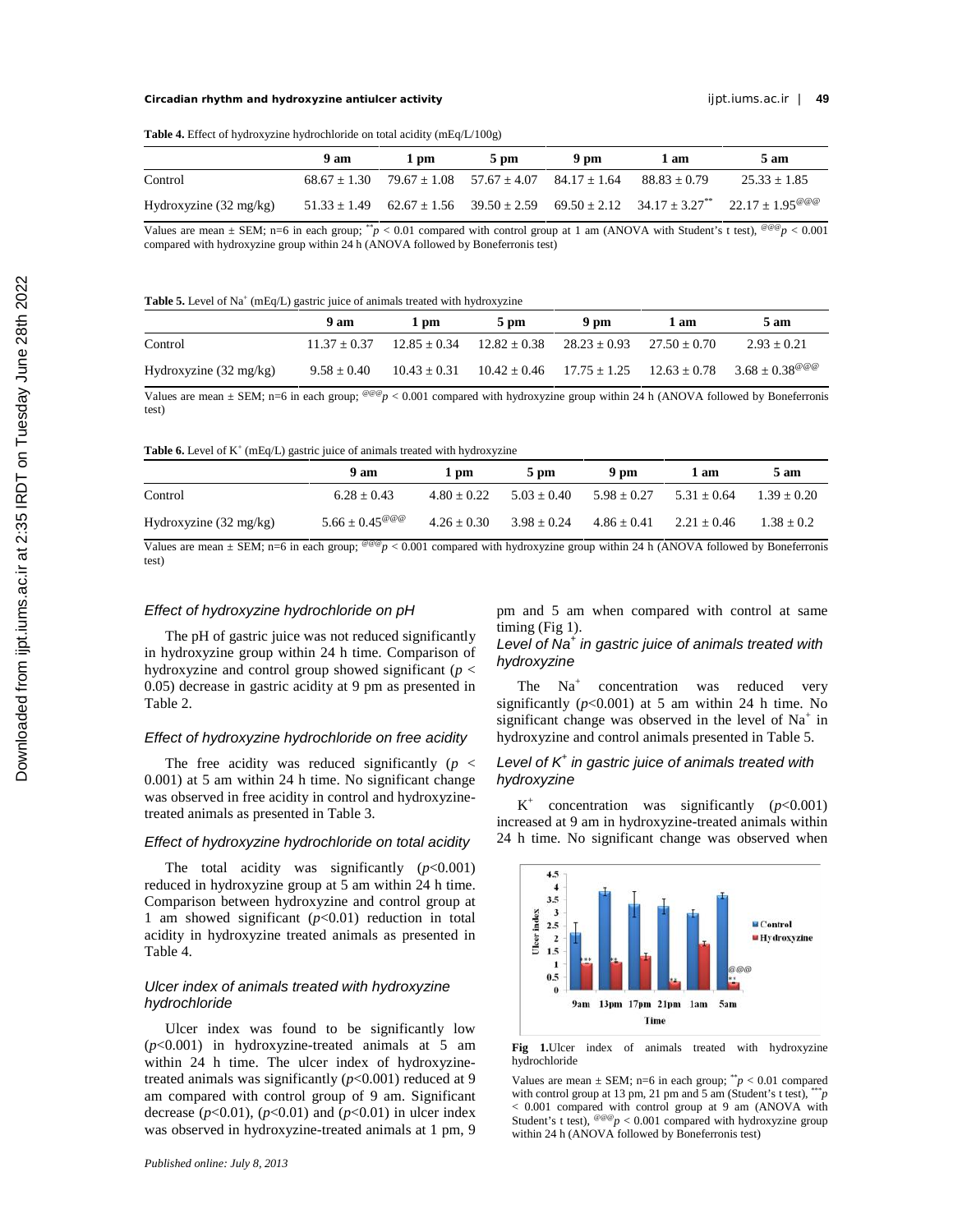**Table 4.** Effect of hydroxyzine hydrochloride on total acidity (mEq/L/100g)

| | 9 am | 1 pm | 5 pm | 9 pm | 1 am | 5 am |
|---|---|---|---|---|---|---|
| Control | 68.67 ± 1.30 | 79.67 ± 1.08 | 57.67 ± 4.07 | 84.17 ± 1.64 | 88.83 ± 0.79 | 25.33 ± 1.85 |
| Hydroxyzine (32 mg/kg) | 51.33 ± 1.49 | 62.67 ± 1.56 | 39.50 ± 2.59 | 69.50 ± 2.12 | 34.17 ± 3.27** | 22.17 ± 1.95@@@ |

Values are mean ± SEM; n=6 in each group; $^{**}p < 0.01$ compared with control group at 1 am (ANOVA with Student's t test), $^{@@@}p < 0.001$ compared with hydroxyzine group within 24 h (ANOVA followed by Boneferronis test)

**Table 5.** Level of $Na^+$ (mEq/L) gastric juice of animals treated with hydroxyzine

| | 9 am | 1 pm | 5 pm | 9 pm | 1 am | 5 am |
|---|---|---|---|---|---|---|
| Control | 11.37 ± 0.37 | 12.85 ± 0.34 | 12.82 ± 0.38 | 28.23 ± 0.93 | 27.50 ± 0.70 | 2.93 ± 0.21 |
| Hydroxyzine (32 mg/kg) | 9.58 ± 0.40 | 10.43 ± 0.31 | 10.42 ± 0.46 | 17.75 ± 1.25 | 12.63 ± 0.78 | 3.68 ± 0.38@@@ |

Values are mean ± SEM; n=6 in each group; $^{@@@}p < 0.001$ compared with hydroxyzine group within 24 h (ANOVA followed by Boneferronis test)

**Table 6.** Level of $K^+$ (mEq/L) gastric juice of animals treated with hydroxyzine

| | 9 am | 1 pm | 5 pm | 9 pm | 1 am | 5 am |
|---|---|---|---|---|---|---|
| Control | 6.28 ± 0.43 | 4.80 ± 0.22 | 5.03 ± 0.40 | 5.98 ± 0.27 | 5.31 ± 0.64 | 1.39 ± 0.20 |
| Hydroxyzine (32 mg/kg) | 5.66 ± 0.45@@@ | 4.26 ± 0.30 | 3.98 ± 0.24 | 4.86 ± 0.41 | 2.21 ± 0.46 | 1.38 ± 0.2 |

Values are mean ± SEM; n=6 in each group; $^{@@@}p < 0.001$ compared with hydroxyzine group within 24 h (ANOVA followed by Boneferronis test)

### *Effect of hydroxyzine hydrochloride on pH*

The pH of gastric juice was not reduced significantly in hydroxyzine group within 24 h time. Comparison of hydroxyzine and control group showed significant ($p < 0.05$) decrease in gastric acidity at 9 pm as presented in Table 2.

### *Effect of hydroxyzine hydrochloride on free acidity*

The free acidity was reduced significantly ($p < 0.001$) at 5 am within 24 h time. No significant change was observed in free acidity in control and hydroxyzine-treated animals as presented in Table 3.

### *Effect of hydroxyzine hydrochloride on total acidity*

The total acidity was significantly ($p<0.001$) reduced in hydroxyzine group at 5 am within 24 h time. Comparison between hydroxyzine and control group at 1 am showed significant ($p<0.01$) reduction in total acidity in hydroxyzine treated animals as presented in Table 4.

### *Ulcer index of animals treated with hydroxyzine hydrochloride*

Ulcer index was found to be significantly low ($p<0.001$) in hydroxyzine-treated animals at 5 am within 24 h time. The ulcer index of hydroxyzine-treated animals was significantly ($p<0.001$) reduced at 9 am compared with control group of 9 am. Significant decrease ($p<0.01$), ($p<0.01$) and ($p<0.01$) in ulcer index was observed in hydroxyzine-treated animals at 1 pm, 9 pm and 5 am when compared with control at same timing (Fig 1).

### *Level of $Na^+$ in gastric juice of animals treated with hydroxyzine*

The $Na^+$ concentration was reduced very significantly ($p<0.001$) at 5 am within 24 h time. No significant change was observed in the level of $Na^+$ in hydroxyzine and control animals presented in Table 5.

### *Level of $K^+$ in gastric juice of animals treated with hydroxyzine*

$K^+$ concentration was significantly ($p<0.001$) increased at 9 am in hydroxyzine-treated animals within 24 h time. No significant change was observed when

**Fig 1.** Ulcer index of animals treated with hydroxyzine hydrochloride

Values are mean ± SEM; n=6 in each group; $^{**}p < 0.01$ compared with control group at 13 pm, 21 pm and 5 am (Student's t test), $^{***}p < 0.001$ compared with control group at 9 am (ANOVA with Student's t test), $^{@@@}p < 0.001$ compared with hydroxyzine group within 24 h (ANOVA followed by Boneferronis test)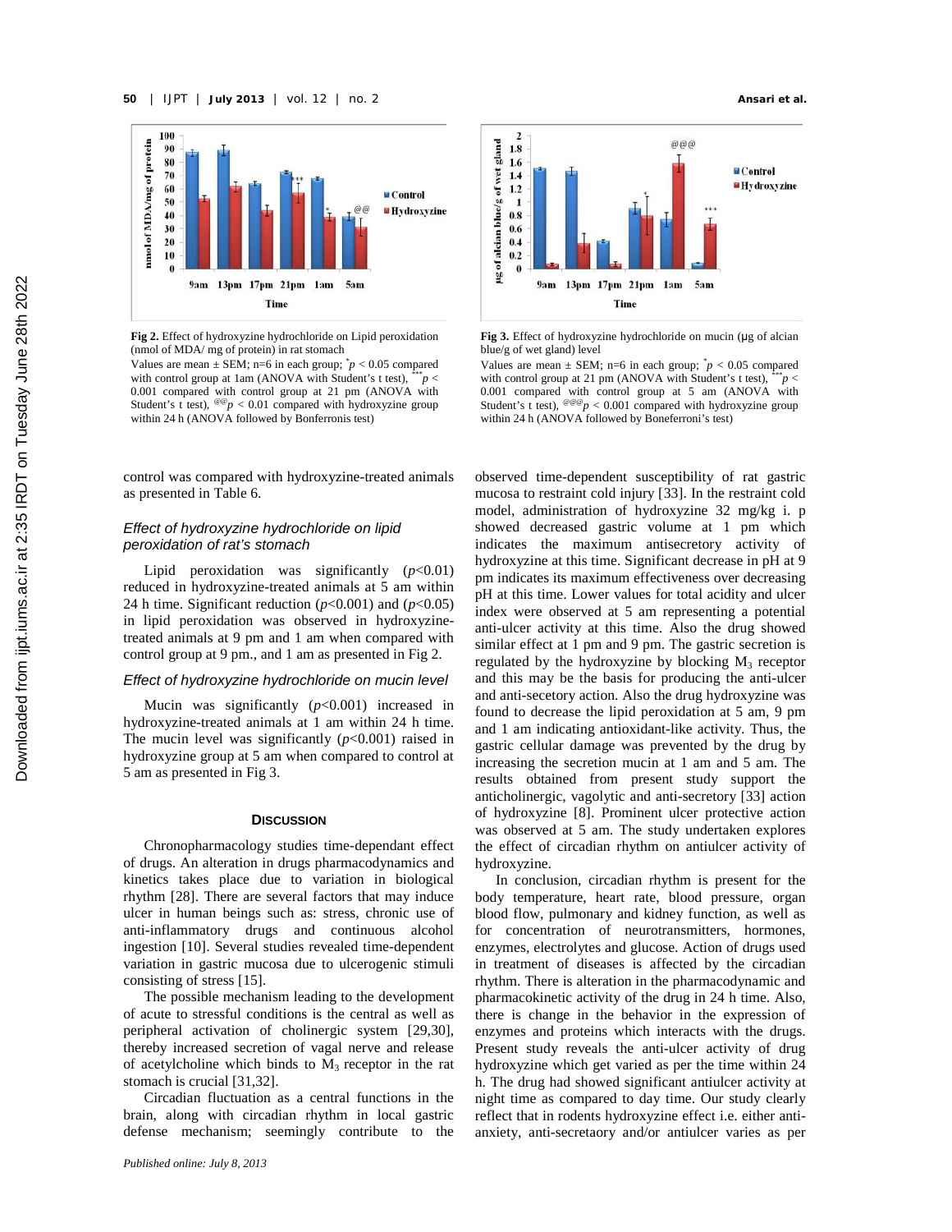**Fig 2.** Effect of hydroxyzine hydrochloride on Lipid peroxidation (nmol of MDA/ mg of protein) in rat stomach

Values are mean ± SEM; n=6 in each group; $^{*}p < 0.05$ compared with control group at 1am (ANOVA with Student's t test), $^{***}p < 0.001$ compared with control group at 21 pm (ANOVA with Student's t test), $^{@@}p < 0.01$ compared with hydroxyzine group within 24 h (ANOVA followed by Bonferronis test)

**Fig 3.** Effect of hydroxyzine hydrochloride on mucin (μg of alcian blue/g of wet gland) level

Values are mean ± SEM; n=6 in each group; $^{*}p < 0.05$ compared with control group at 21 pm (ANOVA with Student's t test), $^{***}p < 0.001$ compared with control group at 5 am (ANOVA with Student's t test), $^{@@@}p < 0.001$ compared with hydroxyzine group within 24 h (ANOVA followed by Boneferroni's test)

control was compared with hydroxyzine-treated animals as presented in Table 6.

### *Effect of hydroxyzine hydrochloride on lipid peroxidation of rat's stomach*

Lipid peroxidation was significantly ($p$<0.01) reduced in hydroxyzine-treated animals at 5 am within 24 h time. Significant reduction ($p$<0.001) and ($p$<0.05) in lipid peroxidation was observed in hydroxyzine-treated animals at 9 pm and 1 am when compared with control group at 9 pm., and 1 am as presented in Fig 2.

### *Effect of hydroxyzine hydrochloride on mucin level*

Mucin was significantly ($p$<0.001) increased in hydroxyzine-treated animals at 1 am within 24 h time. The mucin level was significantly ($p$<0.001) raised in hydroxyzine group at 5 am when compared to control at 5 am as presented in Fig 3.

## DISCUSSION

Chronopharmacology studies time-dependant effect of drugs. An alteration in drugs pharmacodynamics and kinetics takes place due to variation in biological rhythm [28]. There are several factors that may induce ulcer in human beings such as: stress, chronic use of anti-inflammatory drugs and continuous alcohol ingestion [10]. Several studies revealed time-dependent variation in gastric mucosa due to ulcerogenic stimuli consisting of stress [15].

The possible mechanism leading to the development of acute to stressful conditions is the central as well as peripheral activation of cholinergic system [29,30], thereby increased secretion of vagal nerve and release of acetylcholine which binds to $M_3$ receptor in the rat stomach is crucial [31,32].

Circadian fluctuation as a central functions in the brain, along with circadian rhythm in local gastric defense mechanism; seemingly contribute to the observed time-dependent susceptibility of rat gastric mucosa to restraint cold injury [33]. In the restraint cold model, administration of hydroxyzine 32 mg/kg i. p showed decreased gastric volume at 1 pm which indicates the maximum antisecretory activity of hydroxyzine at this time. Significant decrease in pH at 9 pm indicates its maximum effectiveness over decreasing pH at this time. Lower values for total acidity and ulcer index were observed at 5 am representing a potential anti-ulcer activity at this time. Also the drug showed similar effect at 1 pm and 9 pm. The gastric secretion is regulated by the hydroxyzine by blocking $M_3$ receptor and this may be the basis for producing the anti-ulcer and anti-secetory action. Also the drug hydroxyzine was found to decrease the lipid peroxidation at 5 am, 9 pm and 1 am indicating antioxidant-like activity. Thus, the gastric cellular damage was prevented by the drug by increasing the secretion mucin at 1 am and 5 am. The results obtained from present study support the anticholinergic, vagolytic and anti-secretory [33] action of hydroxyzine [8]. Prominent ulcer protective action was observed at 5 am. The study undertaken explores the effect of circadian rhythm on antiulcer activity of hydroxyzine.

In conclusion, circadian rhythm is present for the body temperature, heart rate, blood pressure, organ blood flow, pulmonary and kidney function, as well as for concentration of neurotransmitters, hormones, enzymes, electrolytes and glucose. Action of drugs used in treatment of diseases is affected by the circadian rhythm. There is alteration in the pharmacodynamic and pharmacokinetic activity of the drug in 24 h time. Also, there is change in the behavior in the expression of enzymes and proteins which interacts with the drugs. Present study reveals the anti-ulcer activity of drug hydroxyzine which get varied as per the time within 24 h. The drug had showed significant antiulcer activity at night time as compared to day time. Our study clearly reflect that in rodents hydroxyzine effect i.e. either anti-anxiety, anti-secretaory and/or antiulcer varies as per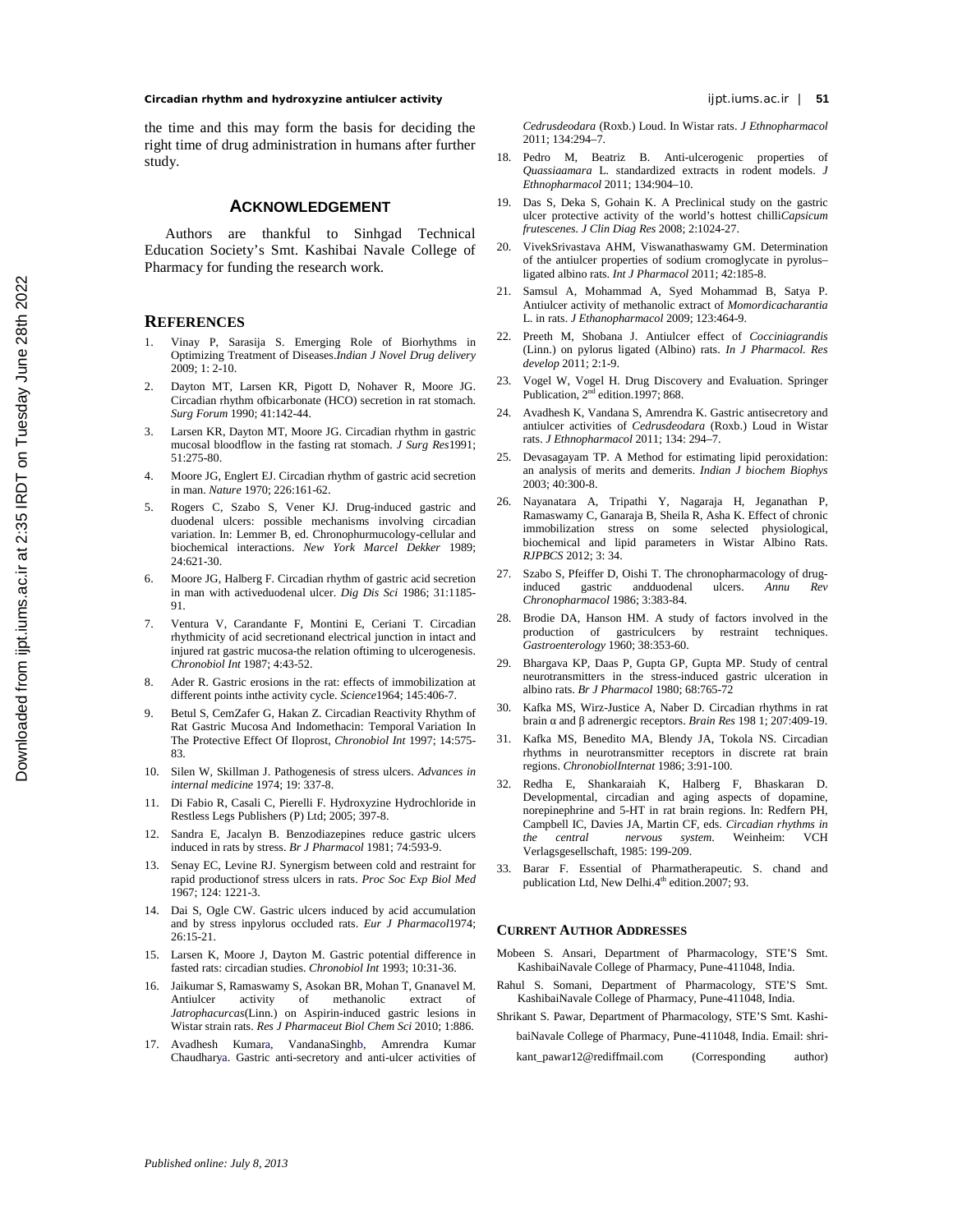the time and this may form the basis for deciding the right time of drug administration in humans after further study.

## ACKNOWLEDGEMENT

Authors are thankful to Sinhgad Technical Education Society's Smt. Kashibai Navale College of Pharmacy for funding the research work.

## REFERENCES

1. Vinay P, Sarasija S. Emerging Role of Biorhythms in Optimizing Treatment of Diseases.*Indian J Novel Drug delivery* 2009; 1: 2-10.
2. Dayton MT, Larsen KR, Pigott D, Nohaver R, Moore JG. Circadian rhythm ofbicarbonate (HCO) secretion in rat stomach. *Surg Forum* 1990; 41:142-44.
3. Larsen KR, Dayton MT, Moore JG. Circadian rhythm in gastric mucosal bloodflow in the fasting rat stomach. *J Surg Res*1991; 51:275-80.
4. Moore JG, Englert EJ. Circadian rhythm of gastric acid secretion in man. *Nature* 1970; 226:161-62.
5. Rogers C, Szabo S, Vener KJ. Drug-induced gastric and duodenal ulcers: possible mechanisms involving circadian variation. In: Lemmer B, ed. Chronophurmucology-cellular and biochemical interactions. *New York Marcel Dekker* 1989; 24:621-30.
6. Moore JG, Halberg F. Circadian rhythm of gastric acid secretion in man with activeduodenal ulcer. *Dig Dis Sci* 1986; 31:1185-91.
7. Ventura V, Carandante F, Montini E, Ceriani T. Circadian rhythmicity of acid secretionand electrical junction in intact and injured rat gastric mucosa-the relation oftiming to ulcerogenesis. *Chronobiol Int* 1987; 4:43-52.
8. Ader R. Gastric erosions in the rat: effects of immobilization at different points inthe activity cycle. *Science*1964; 145:406-7.
9. Betul S, CemZafer G, Hakan Z. Circadian Reactivity Rhythm of Rat Gastric Mucosa And Indomethacin: Temporal Variation In The Protective Effect Of Iloprost, *Chronobiol Int* 1997; 14:575-83.
10. Silen W, Skillman J. Pathogenesis of stress ulcers. *Advances in internal medicine* 1974; 19: 337-8.
11. Di Fabio R, Casali C, Pierelli F. Hydroxyzine Hydrochloride in Restless Legs Publishers (P) Ltd; 2005; 397-8.
12. Sandra E, Jacalyn B. Benzodiazepines reduce gastric ulcers induced in rats by stress. *Br J Pharmacol* 1981; 74:593-9.
13. Senay EC, Levine RJ. Synergism between cold and restraint for rapid productionof stress ulcers in rats. *Proc Soc Exp Biol Med* 1967; 124: 1221-3.
14. Dai S, Ogle CW. Gastric ulcers induced by acid accumulation and by stress inpylorus occluded rats. *Eur J Pharmacol*1974; 26:15-21.
15. Larsen K, Moore J, Dayton M. Gastric potential difference in fasted rats: circadian studies. *Chronobiol Int* 1993; 10:31-36.
16. Jaikumar S, Ramaswamy S, Asokan BR, Mohan T, Gnanavel M. Antiulcer activity of methanolic extract of *Jatrophacurcas*(Linn.) on Aspirin-induced gastric lesions in Wistar strain rats. *Res J Pharmaceut Biol Chem Sci* 2010; 1:886.
17. Avadhesh Kumara, VandanaSinghb, Amrendra Kumar Chaudharya. Gastric anti-secretory and anti-ulcer activities of *Cedrusdeodara* (Roxb.) Loud. In Wistar rats. *J Ethnopharmacol* 2011; 134:294–7.
18. Pedro M, Beatriz B. Anti-ulcerogenic properties of *Quassiaamara* L. standardized extracts in rodent models. *J Ethnopharmacol* 2011; 134:904–10.
19. Das S, Deka S, Gohain K. A Preclinical study on the gastric ulcer protective activity of the world's hottest chilli*Capsicum frutescenes*. *J Clin Diag Res* 2008; 2:1024-27.
20. VivekSrivastava AHM, Viswanathaswamy GM. Determination of the antiulcer properties of sodium cromoglycate in pyrolus–ligated albino rats. *Int J Pharmacol* 2011; 42:185-8.
21. Samsul A, Mohammad A, Syed Mohammad B, Satya P. Antiulcer activity of methanolic extract of *Momordicacharantia* L. in rats. *J Ethanopharmacol* 2009; 123:464-9.
22. Preeth M, Shobana J. Antiulcer effect of *Cocciniagrandis* (Linn.) on pylorus ligated (Albino) rats. *In J Pharmacol. Res develop* 2011; 2:1-9.
23. Vogel W, Vogel H. Drug Discovery and Evaluation. Springer Publication, 2nd edition.1997; 868.
24. Avadhesh K, Vandana S, Amrendra K. Gastric antisecretory and antiulcer activities of *Cedrusdeodara* (Roxb.) Loud in Wistar rats. *J Ethnopharmacol* 2011; 134: 294–7.
25. Devasagayam TP. A Method for estimating lipid peroxidation: an analysis of merits and demerits. *Indian J biochem Biophys* 2003; 40:300-8.
26. Nayanatara A, Tripathi Y, Nagaraja H, Jeganathan P, Ramaswamy C, Ganaraja B, Sheila R, Asha K. Effect of chronic immobilization stress on some selected physiological, biochemical and lipid parameters in Wistar Albino Rats. *RJPBCS* 2012; 3: 34.
27. Szabo S, Pfeiffer D, Oishi T. The chronopharmacology of drug-induced gastric andduodenal ulcers. *Annu Rev Chronopharmacol* 1986; 3:383-84.
28. Brodie DA, Hanson HM. A study of factors involved in the production of gastriculcers by restraint techniques. *Gastroenterology* 1960; 38:353-60.
29. Bhargava KP, Daas P, Gupta GP, Gupta MP. Study of central neurotransmitters in the stress-induced gastric ulceration in albino rats. *Br J Pharmacol* 1980; 68:765-72
30. Kafka MS, Wirz-Justice A, Naber D. Circadian rhythms in rat brain α and β adrenergic receptors. *Brain Res* 198 1; 207:409-19.
31. Kafka MS, Benedito MA, Blendy JA, Tokola NS. Circadian rhythms in neurotransmitter receptors in discrete rat brain regions. *ChronobiolInternat* 1986; 3:91-100.
32. Redha E, Shankaraiah K, Halberg F, Bhaskaran D. Developmental, circadian and aging aspects of dopamine, norepinephrine and 5-HT in rat brain regions. In: Redfern PH, Campbell IC, Davies JA, Martin CF, eds. *Circadian rhythms in the central nervous system*. Weinheim: VCH Verlagsgesellschaft, 1985: 199-209.
33. Barar F. Essential of Pharmatherapeutic. S. chand and publication Ltd, New Delhi.4th edition.2007; 93.

### CURRENT AUTHOR ADDRESSES

Mobeen S. Ansari, Department of Pharmacology, STE'S Smt. KashibaiNavale College of Pharmacy, Pune-411048, India.

Rahul S. Somani, Department of Pharmacology, STE'S Smt. KashibaiNavale College of Pharmacy, Pune-411048, India.

Shrikant S. Pawar, Department of Pharmacology, STE'S Smt. KashibaiNavale College of Pharmacy, Pune-411048, India. Email: shrikant_pawar12@rediffmail.com (Corresponding author)

*Published online: July 8, 2013*